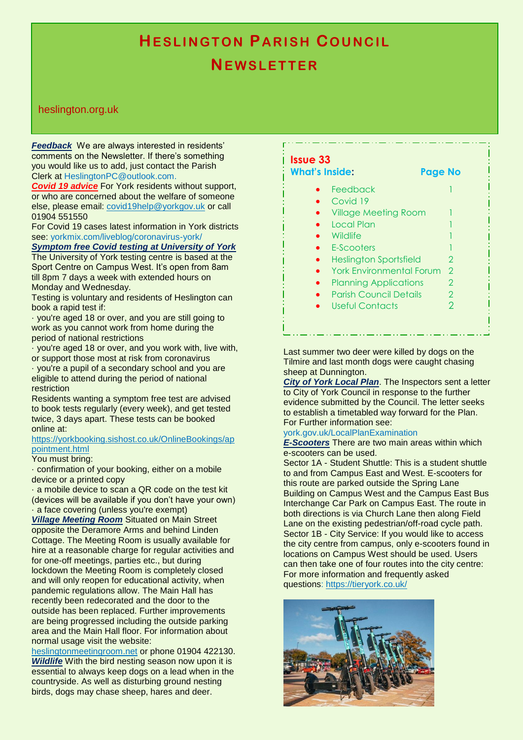# HESLINGTON PARISH COUNCIL NEWSLETTER

heslington.org.uk

**Issue 33**

**What's Inside: Page No**

| Item | Page No |
|---|---|
| Feedback | 1 |
| Covid 19 | |
| Village Meeting Room | 1 |
| Local Plan | 1 |
| Wildlife | 1 |
| E-Scooters | 1 |
| Heslington Sportsfield | 2 |
| York Environmental Forum | 2 |
| Planning Applications | 2 |
| Parish Council Details | 2 |
| Useful Contacts | 2 |

***Feedback*** We are always interested in residents' comments on the Newsletter. If there's something you would like us to add, just contact the Parish Clerk at HeslingtonPC@outlook.com.

***Covid 19 advice*** For York residents without support, or who are concerned about the welfare of someone else, please email: covid19help@yorkgov.uk or call 01904 551550

For Covid 19 cases latest information in York districts see: yorkmix.com/liveblog/coronavirus-york/

***Symptom free Covid testing at University of York***

The University of York testing centre is based at the Sport Centre on Campus West. It's open from 8am till 8pm 7 days a week with extended hours on Monday and Wednesday.

Testing is voluntary and residents of Heslington can book a rapid test if:

· you're aged 18 or over, and you are still going to work as you cannot work from home during the period of national restrictions

· you're aged 18 or over, and you work with, live with, or support those most at risk from coronavirus

· you're a pupil of a secondary school and you are eligible to attend during the period of national restriction

Residents wanting a symptom free test are advised to book tests regularly (every week), and get tested twice, 3 days apart. These tests can be booked online at:

https://yorkbooking.sishost.co.uk/OnlineBookings/appointment.html

You must bring:

· confirmation of your booking, either on a mobile device or a printed copy

· a mobile device to scan a QR code on the test kit (devices will be available if you don't have your own)

· a face covering (unless you're exempt)

***Village Meeting Room*** Situated on Main Street opposite the Deramore Arms and behind Linden Cottage. The Meeting Room is usually available for hire at a reasonable charge for regular activities and for one-off meetings, parties etc., but during lockdown the Meeting Room is completely closed and will only reopen for educational activity, when pandemic regulations allow. The Main Hall has recently been redecorated and the door to the outside has been replaced. Further improvements are being progressed including the outside parking area and the Main Hall floor. For information about normal usage visit the website: heslingtonmeetingroom.net or phone 01904 422130.

***Wildlife*** With the bird nesting season now upon it is essential to always keep dogs on a lead when in the countryside. As well as disturbing ground nesting birds, dogs may chase sheep, hares and deer.

Last summer two deer were killed by dogs on the Tilmire and last month dogs were caught chasing sheep at Dunnington.

***City of York Local Plan***. The Inspectors sent a letter to City of York Council in response to the further evidence submitted by the Council. The letter seeks to establish a timetabled way forward for the Plan. For Further information see:

york.gov.uk/LocalPlanExamination

***E-Scooters*** There are two main areas within which e-scooters can be used.

Sector 1A - Student Shuttle: This is a student shuttle to and from Campus East and West. E-scooters for this route are parked outside the Spring Lane Building on Campus West and the Campus East Bus Interchange Car Park on Campus East. The route in both directions is via Church Lane then along Field Lane on the existing pedestrian/off-road cycle path.

Sector 1B - City Service: If you would like to access the city centre from campus, only e-scooters found in locations on Campus West should be used. Users can then take one of four routes into the city centre: For more information and frequently asked questions: https://tieryork.co.uk/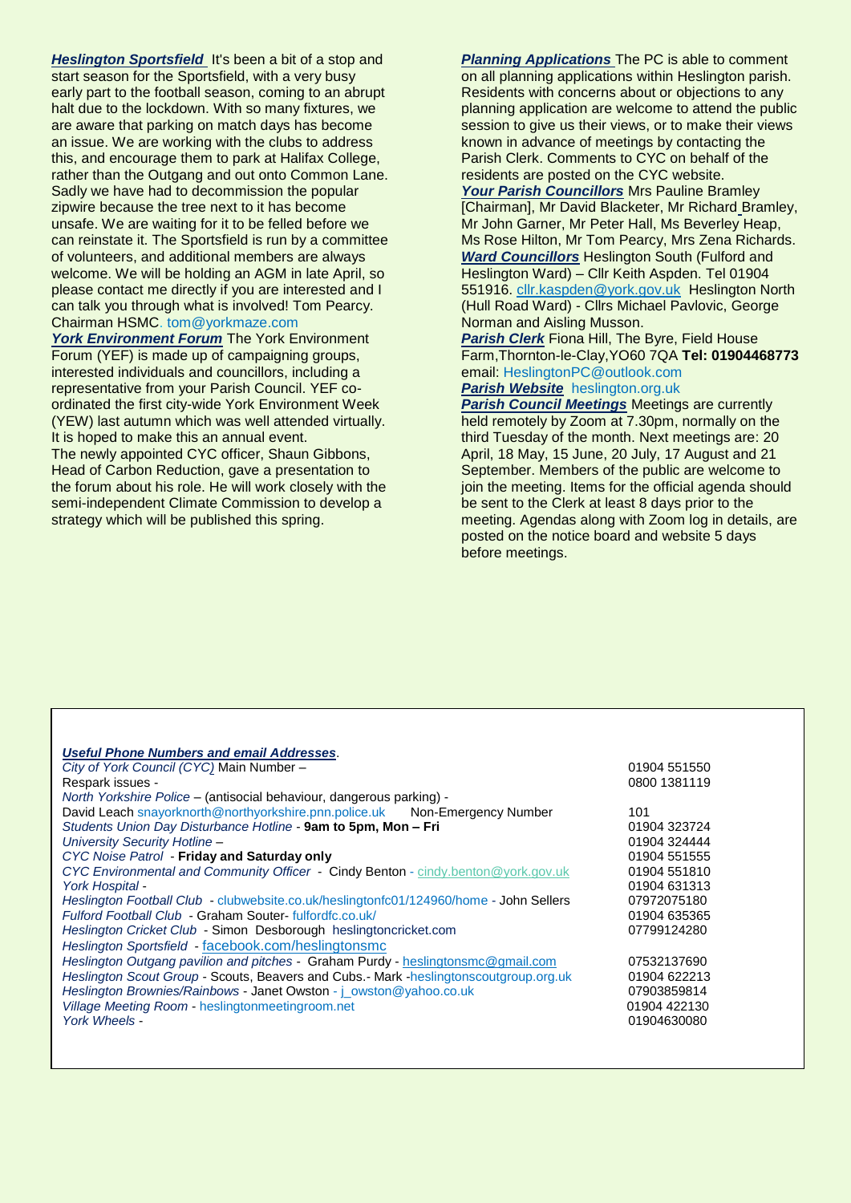***Heslington Sportsfield*** It's been a bit of a stop and start season for the Sportsfield, with a very busy early part to the football season, coming to an abrupt halt due to the lockdown. With so many fixtures, we are aware that parking on match days has become an issue. We are working with the clubs to address this, and encourage them to park at Halifax College, rather than the Outgang and out onto Common Lane. Sadly we have had to decommission the popular zipwire because the tree next to it has become unsafe. We are waiting for it to be felled before we can reinstate it. The Sportsfield is run by a committee of volunteers, and additional members are always welcome. We will be holding an AGM in late April, so please contact me directly if you are interested and I can talk you through what is involved! Tom Pearcy. Chairman HSMC. tom@yorkmaze.com

***York Environment Forum*** The York Environment Forum (YEF) is made up of campaigning groups, interested individuals and councillors, including a representative from your Parish Council. YEF co-ordinated the first city-wide York Environment Week (YEW) last autumn which was well attended virtually. It is hoped to make this an annual event.

The newly appointed CYC officer, Shaun Gibbons, Head of Carbon Reduction, gave a presentation to the forum about his role. He will work closely with the semi-independent Climate Commission to develop a strategy which will be published this spring.

***Planning Applications*** The PC is able to comment on all planning applications within Heslington parish. Residents with concerns about or objections to any planning application are welcome to attend the public session to give us their views, or to make their views known in advance of meetings by contacting the Parish Clerk. Comments to CYC on behalf of the residents are posted on the CYC website.

***Your Parish Councillors*** Mrs Pauline Bramley [Chairman], Mr David Blacketer, Mr Richard Bramley, Mr John Garner, Mr Peter Hall, Ms Beverley Heap, Ms Rose Hilton, Mr Tom Pearcy, Mrs Zena Richards.

***Ward Councillors*** Heslington South (Fulford and Heslington Ward) – Cllr Keith Aspden. Tel 01904 551916. cllr.kaspden@york.gov.uk Heslington North (Hull Road Ward) - Cllrs Michael Pavlovic, George Norman and Aisling Musson.

***Parish Clerk*** Fiona Hill, The Byre, Field House Farm,Thornton-le-Clay,YO60 7QA **Tel: 01904468773** email: HeslingtonPC@outlook.com

***Parish Website*** heslington.org.uk

***Parish Council Meetings*** Meetings are currently held remotely by Zoom at 7.30pm, normally on the third Tuesday of the month. Next meetings are: 20 April, 18 May, 15 June, 20 July, 17 August and 21 September. Members of the public are welcome to join the meeting. Items for the official agenda should be sent to the Clerk at least 8 days prior to the meeting. Agendas along with Zoom log in details, are posted on the notice board and website 5 days before meetings.

***Useful Phone Numbers and email Addresses***.

| | |
|---|---|
| *City of York Council (CYC)* Main Number – | 01904 551550 |
| Respark issues - | 0800 1381119 |
| *North Yorkshire Police* – (antisocial behaviour, dangerous parking) - | |
| David Leach snayorknorth@northyorkshire.pnn.police.uk Non-Emergency Number | 101 |
| *Students Union Day Disturbance Hotline* - **9am to 5pm, Mon – Fri** | 01904 323724 |
| *University Security Hotline* – | 01904 324444 |
| *CYC Noise Patrol* - **Friday and Saturday only** | 01904 551555 |
| *CYC Environmental and Community Officer* - Cindy Benton - cindy.benton@york.gov.uk | 01904 551810 |
| *York Hospital* - | 01904 631313 |
| *Heslington Football Club* - clubwebsite.co.uk/heslingtonfc01/124960/home - John Sellers | 07972075180 |
| *Fulford Football Club* - Graham Souter- fulfordfc.co.uk/ | 01904 635365 |
| *Heslington Cricket Club* - Simon Desborough heslingtoncricket.com | 07799124280 |
| *Heslington Sportsfield* - facebook.com/heslingtonsmc | |
| *Heslington Outgang pavilion and pitches* - Graham Purdy - heslingtonsmc@gmail.com | 07532137690 |
| *Heslington Scout Group* - Scouts, Beavers and Cubs.- Mark -heslingtonscoutgroup.org.uk | 01904 622213 |
| *Heslington Brownies/Rainbows* - Janet Owston - j_owston@yahoo.co.uk | 07903859814 |
| *Village Meeting Room* - heslingtonmeetingroom.net | 01904 422130 |
| *York Wheels* - | 01904630080 |